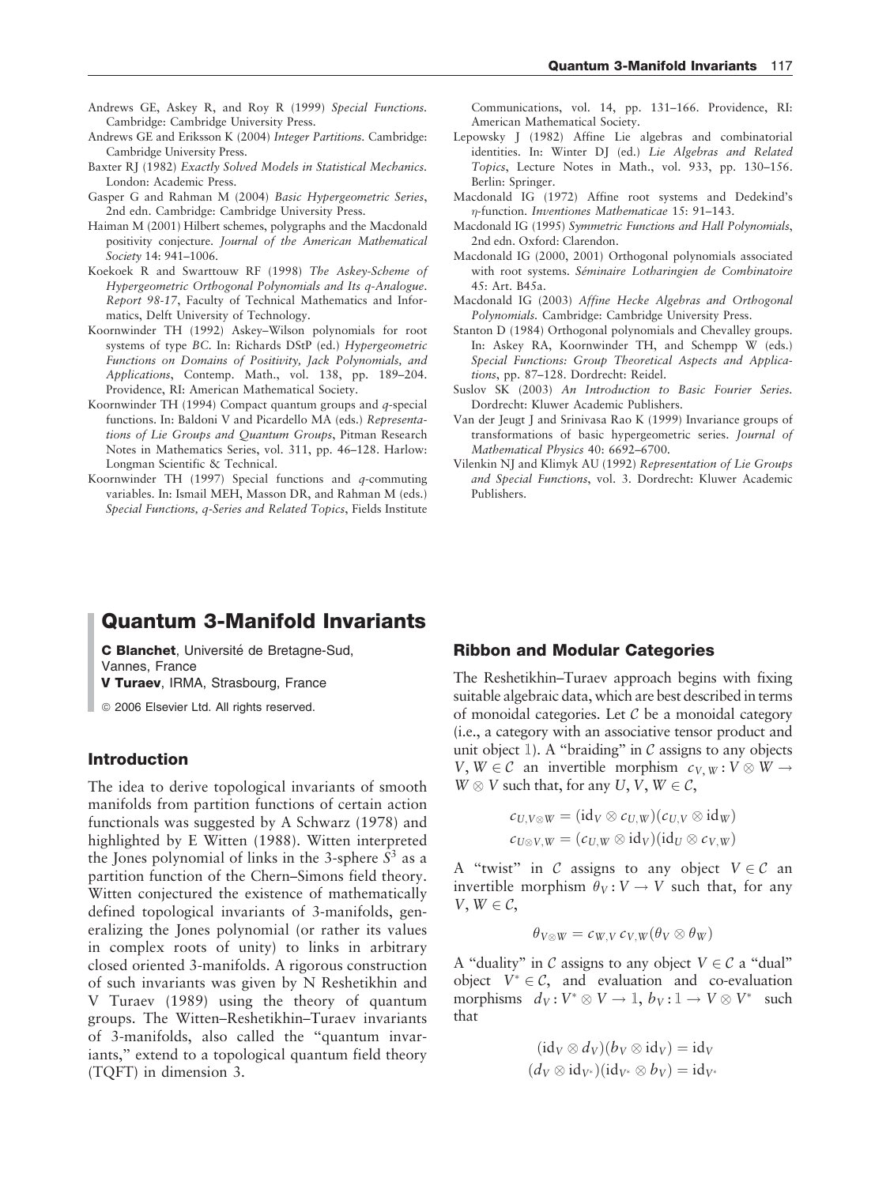Andrews GE, Askey R, and Roy R (1999) *Special Functions*. Cambridge: Cambridge University Press.

Andrews GE and Eriksson K (2004) *Integer Partitions*. Cambridge: Cambridge University Press.

Baxter RJ (1982) *Exactly Solved Models in Statistical Mechanics*. London: Academic Press.

Gasper G and Rahman M (2004) *Basic Hypergeometric Series*, 2nd edn. Cambridge: Cambridge University Press.

Haiman M (2001) Hilbert schemes, polygraphs and the Macdonald positivity conjecture. *Journal of the American Mathematical Society* 14: 941–1006.

Koekoek R and Swarttouw RF (1998) *The Askey-Scheme of Hypergeometric Orthogonal Polynomials and Its q-Analogue*. *Report 98-17*, Faculty of Technical Mathematics and Informatics, Delft University of Technology.

Koornwinder TH (1992) Askey–Wilson polynomials for root systems of type BC. In: Richards DStP (ed.) *Hypergeometric Functions on Domains of Positivity, Jack Polynomials, and Applications*, Contemp. Math., vol. 138, pp. 189–204. Providence, RI: American Mathematical Society.

Koornwinder TH (1994) Compact quantum groups and *q*-special functions. In: Baldoni V and Picardello MA (eds.) *Representations of Lie Groups and Quantum Groups*, Pitman Research Notes in Mathematics Series, vol. 311, pp. 46–128. Harlow: Longman Scientific & Technical.

Koornwinder TH (1997) Special functions and *q*-commuting variables. In: Ismail MEH, Masson DR, and Rahman M (eds.) *Special Functions, q-Series and Related Topics*, Fields Institute Communications, vol. 14, pp. 131–166. Providence, RI: American Mathematical Society.

Lepowsky J (1982) Affine Lie algebras and combinatorial identities. In: Winter DJ (ed.) *Lie Algebras and Related Topics*, Lecture Notes in Math., vol. 933, pp. 130–156. Berlin: Springer.

Macdonald IG (1972) Affine root systems and Dedekind's $\eta$-function. *Inventiones Mathematicae* 15: 91–143.

Macdonald IG (1995) *Symmetric Functions and Hall Polynomials*, 2nd edn. Oxford: Clarendon.

Macdonald IG (2000, 2001) Orthogonal polynomials associated with root systems. *Séminaire Lotharingien de Combinatoire* 45: Art. B45a.

Macdonald IG (2003) *Affine Hecke Algebras and Orthogonal Polynomials*. Cambridge: Cambridge University Press.

Stanton D (1984) Orthogonal polynomials and Chevalley groups. In: Askey RA, Koornwinder TH, and Schempp W (eds.) *Special Functions: Group Theoretical Aspects and Applications*, pp. 87–128. Dordrecht: Reidel.

Suslov SK (2003) *An Introduction to Basic Fourier Series*. Dordrecht: Kluwer Academic Publishers.

Van der Jeugt J and Srinivasa Rao K (1999) Invariance groups of transformations of basic hypergeometric series. *Journal of Mathematical Physics* 40: 6692–6700.

Vilenkin NJ and Klimyk AU (1992) *Representation of Lie Groups and Special Functions*, vol. 3. Dordrecht: Kluwer Academic Publishers.

# Quantum 3-Manifold Invariants

**C Blanchet**, Université de Bretagne-Sud, Vannes, France

**V Turaev**, IRMA, Strasbourg, France

© 2006 Elsevier Ltd. All rights reserved.

## Introduction

The idea to derive topological invariants of smooth manifolds from partition functions of certain action functionals was suggested by A Schwarz (1978) and highlighted by E Witten (1988). Witten interpreted the Jones polynomial of links in the 3-sphere $S^3$ as a partition function of the Chern–Simons field theory. Witten conjectured the existence of mathematically defined topological invariants of 3-manifolds, generalizing the Jones polynomial (or rather its values in complex roots of unity) to links in arbitrary closed oriented 3-manifolds. A rigorous construction of such invariants was given by N Reshetikhin and V Turaev (1989) using the theory of quantum groups. The Witten–Reshetikhin–Turaev invariants of 3-manifolds, also called the "quantum invariants," extend to a topological quantum field theory (TQFT) in dimension 3.

## Ribbon and Modular Categories

The Reshetikhin–Turaev approach begins with fixing suitable algebraic data, which are best described in terms of monoidal categories. Let $\mathcal{C}$ be a monoidal category (i.e., a category with an associative tensor product and unit object $\mathbb{1}$). A "braiding" in $\mathcal{C}$ assigns to any objects $V, W \in \mathcal{C}$ an invertible morphism $c_{V,W} : V \otimes W \to W \otimes V$ such that, for any $U, V, W \in \mathcal{C}$,

$$c_{U,V\otimes W} = (\mathrm{id}_V \otimes c_{U,W})(c_{U,V} \otimes \mathrm{id}_W)$$
$$c_{U\otimes V,W} = (c_{U,W} \otimes \mathrm{id}_V)(\mathrm{id}_U \otimes c_{V,W})$$

A "twist" in $\mathcal{C}$ assigns to any object $V \in \mathcal{C}$ an invertible morphism $\theta_V : V \to V$ such that, for any $V, W \in \mathcal{C}$,

$$\theta_{V\otimes W} = c_{W,V}\, c_{V,W}(\theta_V \otimes \theta_W)$$

A "duality" in $\mathcal{C}$ assigns to any object $V \in \mathcal{C}$ a "dual" object $V^* \in \mathcal{C}$, and evaluation and co-evaluation morphisms $d_V : V^* \otimes V \to \mathbb{1}$, $b_V : \mathbb{1} \to V \otimes V^*$ such that

$$(\mathrm{id}_V \otimes d_V)(b_V \otimes \mathrm{id}_V) = \mathrm{id}_V$$
$$(d_V \otimes \mathrm{id}_{V^*})(\mathrm{id}_{V^*} \otimes b_V) = \mathrm{id}_{V^*}$$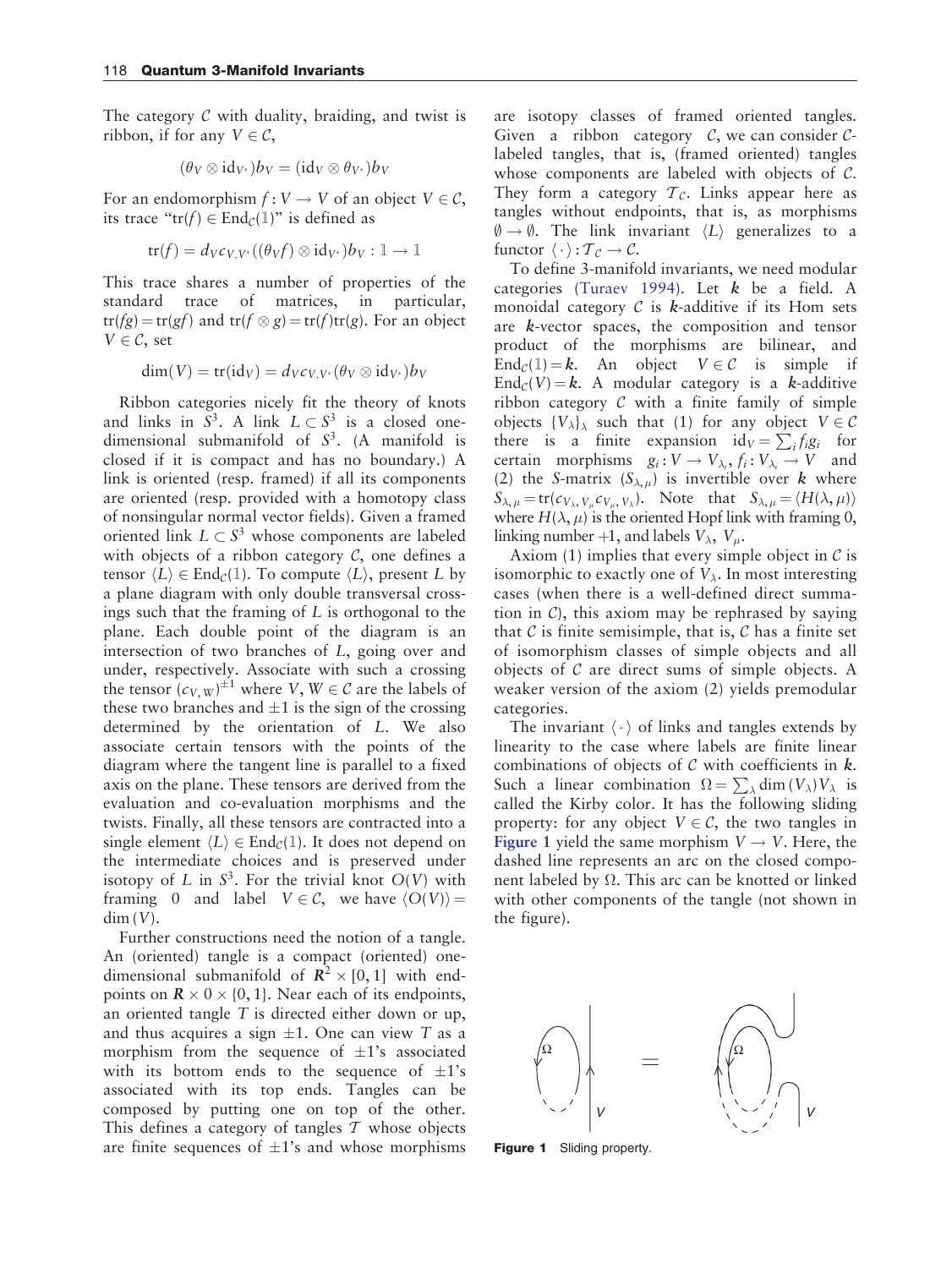The category $\mathcal{C}$ with duality, braiding, and twist is ribbon, if for any $V \in \mathcal{C}$,

$$(\theta_V \otimes \mathrm{id}_{V^*})b_V = (\mathrm{id}_V \otimes \theta_{V^*})b_V$$

For an endomorphism $f : V \to V$ of an object $V \in \mathcal{C}$, its trace "$\mathrm{tr}(f) \in \mathrm{End}_{\mathcal{C}}(\mathbb{1})$" is defined as

$$\mathrm{tr}(f) = d_V c_{V,V^*}((\theta_V f) \otimes \mathrm{id}_{V^*})b_V : \mathbb{1} \to \mathbb{1}$$

This trace shares a number of properties of the standard trace of matrices, in particular, $\mathrm{tr}(fg) = \mathrm{tr}(gf)$ and $\mathrm{tr}(f \otimes g) = \mathrm{tr}(f)\mathrm{tr}(g)$. For an object $V \in \mathcal{C}$, set

$$\dim(V) = \mathrm{tr}(\mathrm{id}_V) = d_V c_{V,V^*}(\theta_V \otimes \mathrm{id}_{V^*})b_V$$

Ribbon categories nicely fit the theory of knots and links in $S^3$. A link $L \subset S^3$ is a closed one-dimensional submanifold of $S^3$. (A manifold is closed if it is compact and has no boundary.) A link is oriented (resp. framed) if all its components are oriented (resp. provided with a homotopy class of nonsingular normal vector fields). Given a framed oriented link $L \subset S^3$ whose components are labeled with objects of a ribbon category $\mathcal{C}$, one defines a tensor $\langle L \rangle \in \mathrm{End}_{\mathcal{C}}(\mathbb{1})$. To compute $\langle L \rangle$, present $L$ by a plane diagram with only double transversal crossings such that the framing of $L$ is orthogonal to the plane. Each double point of the diagram is an intersection of two branches of $L$, going over and under, respectively. Associate with such a crossing the tensor $(c_{V,W})^{\pm 1}$ where $V, W \in \mathcal{C}$ are the labels of these two branches and $\pm 1$ is the sign of the crossing determined by the orientation of $L$. We also associate certain tensors with the points of the diagram where the tangent line is parallel to a fixed axis on the plane. These tensors are derived from the evaluation and co-evaluation morphisms and the twists. Finally, all these tensors are contracted into a single element $\langle L \rangle \in \mathrm{End}_{\mathcal{C}}(\mathbb{1})$. It does not depend on the intermediate choices and is preserved under isotopy of $L$ in $S^3$. For the trivial knot $O(V)$ with framing 0 and label $V \in \mathcal{C}$, we have $\langle O(V) \rangle = \dim(V)$.

Further constructions need the notion of a tangle. An (oriented) tangle is a compact (oriented) one-dimensional submanifold of $\mathbf{R}^2 \times [0,1]$ with endpoints on $\mathbf{R} \times 0 \times \{0,1\}$. Near each of its endpoints, an oriented tangle $T$ is directed either down or up, and thus acquires a sign $\pm 1$. One can view $T$ as a morphism from the sequence of $\pm 1$'s associated with its bottom ends to the sequence of $\pm 1$'s associated with its top ends. Tangles can be composed by putting one on top of the other. This defines a category of tangles $\mathcal{T}$ whose objects are finite sequences of $\pm 1$'s and whose morphisms are isotopy classes of framed oriented tangles. Given a ribbon category $\mathcal{C}$, we can consider $\mathcal{C}$-labeled tangles, that is, (framed oriented) tangles whose components are labeled with objects of $\mathcal{C}$. They form a category $\mathcal{T}_{\mathcal{C}}$. Links appear here as tangles without endpoints, that is, as morphisms $\emptyset \to \emptyset$. The link invariant $\langle L \rangle$ generalizes to a functor $\langle \cdot \rangle : \mathcal{T}_{\mathcal{C}} \to \mathcal{C}$.

To define 3-manifold invariants, we need modular categories (Turaev 1994). Let $\mathbf{k}$ be a field. A monoidal category $\mathcal{C}$ is $\mathbf{k}$-additive if its Hom sets are $\mathbf{k}$-vector spaces, the composition and tensor product of the morphisms are bilinear, and $\mathrm{End}_{\mathcal{C}}(\mathbb{1}) = \mathbf{k}$. An object $V \in \mathcal{C}$ is simple if $\mathrm{End}_{\mathcal{C}}(V) = \mathbf{k}$. A modular category is a $\mathbf{k}$-additive ribbon category $\mathcal{C}$ with a finite family of simple objects $\{V_\lambda\}_\lambda$ such that (1) for any object $V \in \mathcal{C}$ there is a finite expansion $\mathrm{id}_V = \sum_i f_i g_i$ for certain morphisms $g_i : V \to V_{\lambda_i}$, $f_i : V_{\lambda_i} \to V$ and (2) the $S$-matrix $(S_{\lambda,\mu})$ is invertible over $\mathbf{k}$ where $S_{\lambda,\mu} = \mathrm{tr}(c_{V_\lambda, V_\mu} c_{V_\mu, V_\lambda})$. Note that $S_{\lambda,\mu} = \langle H(\lambda,\mu) \rangle$ where $H(\lambda,\mu)$ is the oriented Hopf link with framing 0, linking number +1, and labels $V_\lambda$, $V_\mu$.

Axiom (1) implies that every simple object in $\mathcal{C}$ is isomorphic to exactly one of $V_\lambda$. In most interesting cases (when there is a well-defined direct summation in $\mathcal{C}$), this axiom may be rephrased by saying that $\mathcal{C}$ is finite semisimple, that is, $\mathcal{C}$ has a finite set of isomorphism classes of simple objects and all objects of $\mathcal{C}$ are direct sums of simple objects. A weaker version of the axiom (2) yields premodular categories.

The invariant $\langle \cdot \rangle$ of links and tangles extends by linearity to the case where labels are finite linear combinations of objects of $\mathcal{C}$ with coefficients in $\mathbf{k}$. Such a linear combination $\Omega = \sum_\lambda \dim(V_\lambda) V_\lambda$ is called the Kirby color. It has the following sliding property: for any object $V \in \mathcal{C}$, the two tangles in Figure 1 yield the same morphism $V \to V$. Here, the dashed line represents an arc on the closed component labeled by $\Omega$. This arc can be knotted or linked with other components of the tangle (not shown in the figure).

**Figure 1** Sliding property.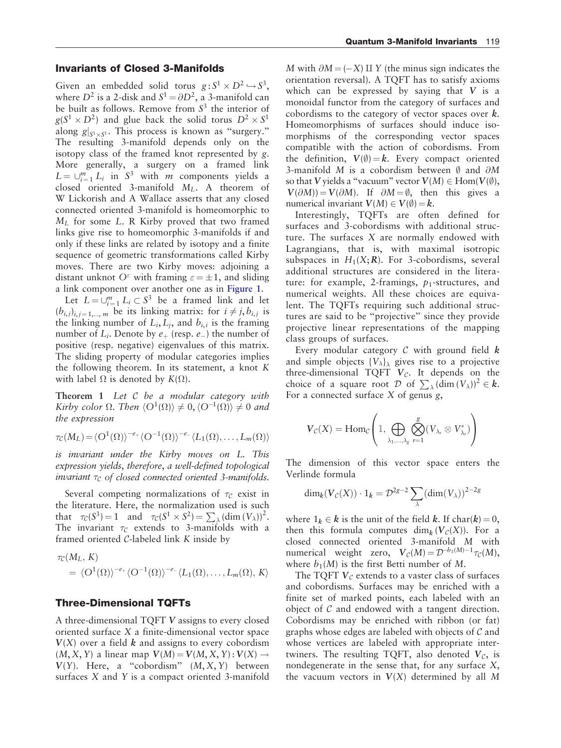## Invariants of Closed 3-Manifolds

Given an embedded solid torus $g: S^1 \times D^2 \hookrightarrow S^3$, where $D^2$ is a 2-disk and $S^1 = \partial D^2$, a 3-manifold can be built as follows. Remove from $S^3$ the interior of $g(S^1 \times D^2)$ and glue back the solid torus $D^2 \times S^1$ along $g|_{S^1 \times S^1}$. This process is known as "surgery." The resulting 3-manifold depends only on the isotopy class of the framed knot represented by $g$. More generally, a surgery on a framed link $L = \cup_{i=1}^{m} L_i$ in $S^3$ with $m$ components yields a closed oriented 3-manifold $M_L$. A theorem of W Lickorish and A Wallace asserts that any closed connected oriented 3-manifold is homeomorphic to $M_L$ for some $L$. R Kirby proved that two framed links give rise to homeomorphic 3-manifolds if and only if these links are related by isotopy and a finite sequence of geometric transformations called Kirby moves. There are two Kirby moves: adjoining a distant unknot $O^{\varepsilon}$ with framing $\varepsilon = \pm 1$, and sliding a link component over another one as in Figure 1.

Let $L = \cup_{i=1}^{m} L_i \subset S^3$ be a framed link and let $(b_{i,j})_{i,j=1,\ldots,m}$ be its linking matrix: for $i \neq j$, $b_{i,j}$ is the linking number of $L_i, L_j$, and $b_{i,i}$ is the framing number of $L_i$. Denote by $e_+$ (resp. $e_-$) the number of positive (resp. negative) eigenvalues of this matrix. The sliding property of modular categories implies the following theorem. In its statement, a knot $K$ with label $\Omega$ is denoted by $K(\Omega)$.

**Theorem 1** *Let $\mathcal{C}$ be a modular category with Kirby color $\Omega$. Then $\langle O^1(\Omega)\rangle \neq 0$, $\langle O^{-1}(\Omega)\rangle \neq 0$ and the expression*

$$\tau_{\mathcal{C}}(M_L) = \langle O^1(\Omega)\rangle^{-e_+} \langle O^{-1}(\Omega)\rangle^{-e_-} \langle L_1(\Omega), \ldots, L_m(\Omega)\rangle$$

*is invariant under the Kirby moves on $L$. This expression yields, therefore, a well-defined topological invariant $\tau_{\mathcal{C}}$ of closed connected oriented 3-manifolds.*

Several competing normalizations of $\tau_{\mathcal{C}}$ exist in the literature. Here, the normalization used is such that $\tau_{\mathcal{C}}(S^3) = 1$ and $\tau_{\mathcal{C}}(S^1 \times S^2) = \sum_{\lambda} (\dim(V_\lambda))^2$. The invariant $\tau_{\mathcal{C}}$ extends to 3-manifolds with a framed oriented $\mathcal{C}$-labeled link $K$ inside by

$$\begin{aligned}\tau_{\mathcal{C}}&(M_L, K) \\ &= \langle O^1(\Omega)\rangle^{-e_+} \langle O^{-1}(\Omega)\rangle^{-e_-} \langle L_1(\Omega), \ldots, L_m(\Omega), K\rangle\end{aligned}$$

## Three-Dimensional TQFTs

A three-dimensional TQFT $V$ assigns to every closed oriented surface $X$ a finite-dimensional vector space $V(X)$ over a field $\boldsymbol{k}$ and assigns to every cobordism $(M, X, Y)$ a linear map $V(M) = V(M, X, Y): V(X) \to V(Y)$. Here, a "cobordism" $(M, X, Y)$ between surfaces $X$ and $Y$ is a compact oriented 3-manifold $M$ with $\partial M = (-X) \amalg Y$ (the minus sign indicates the orientation reversal). A TQFT has to satisfy axioms which can be expressed by saying that $V$ is a monoidal functor from the category of surfaces and cobordisms to the category of vector spaces over $\boldsymbol{k}$. Homeomorphisms of surfaces should induce isomorphisms of the corresponding vector spaces compatible with the action of cobordisms. From the definition, $V(\emptyset) = \boldsymbol{k}$. Every compact oriented 3-manifold $M$ is a cobordism between $\emptyset$ and $\partial M$ so that $V$ yields a "vacuum" vector $V(M) \in \mathrm{Hom}(V(\emptyset), V(\partial M)) = V(\partial M)$. If $\partial M = \emptyset$, then this gives a numerical invariant $V(M) \in V(\emptyset) = \boldsymbol{k}$.

Interestingly, TQFTs are often defined for surfaces and 3-cobordisms with additional structure. The surfaces $X$ are normally endowed with Lagrangians, that is, with maximal isotropic subspaces in $H_1(X; \boldsymbol{R})$. For 3-cobordisms, several additional structures are considered in the literature: for example, 2-framings, $p_1$-structures, and numerical weights. All these choices are equivalent. The TQFTs requiring such additional structures are said to be "projective" since they provide projective linear representations of the mapping class groups of surfaces.

Every modular category $\mathcal{C}$ with ground field $\boldsymbol{k}$ and simple objects $\{V_\lambda\}_\lambda$ gives rise to a projective three-dimensional TQFT $V_{\mathcal{C}}$. It depends on the choice of a square root $\mathcal{D}$ of $\sum_\lambda (\dim(V_\lambda))^2 \in \boldsymbol{k}$. For a connected surface $X$ of genus $g$,

$$V_{\mathcal{C}}(X) = \mathrm{Hom}_{\mathcal{C}}\left(1, \bigoplus_{\lambda_1,\ldots,\lambda_g} \bigotimes_{r=1}^{g} (V_{\lambda_r} \otimes V_{\lambda_r}^*)\right)$$

The dimension of this vector space enters the Verlinde formula

$$\dim_{\boldsymbol{k}}(V_{\mathcal{C}}(X)) \cdot 1_{\boldsymbol{k}} = \mathcal{D}^{2g-2} \sum_\lambda (\dim(V_\lambda))^{2-2g}$$

where $1_{\boldsymbol{k}} \in \boldsymbol{k}$ is the unit of the field $\boldsymbol{k}$. If $\mathrm{char}(\boldsymbol{k}) = 0$, then this formula computes $\dim_{\boldsymbol{k}}(V_{\mathcal{C}}(X))$. For a closed connected oriented 3-manifold $M$ with numerical weight zero, $V_{\mathcal{C}}(M) = \mathcal{D}^{-b_1(M)-1}\tau_{\mathcal{C}}(M)$, where $b_1(M)$ is the first Betti number of $M$.

The TQFT $V_{\mathcal{C}}$ extends to a vaster class of surfaces and cobordisms. Surfaces may be enriched with a finite set of marked points, each labeled with an object of $\mathcal{C}$ and endowed with a tangent direction. Cobordisms may be enriched with ribbon (or fat) graphs whose edges are labeled with objects of $\mathcal{C}$ and whose vertices are labeled with appropriate intertwiners. The resulting TQFT, also denoted $V_{\mathcal{C}}$, is nondegenerate in the sense that, for any surface $X$, the vacuum vectors in $V(X)$ determined by all $M$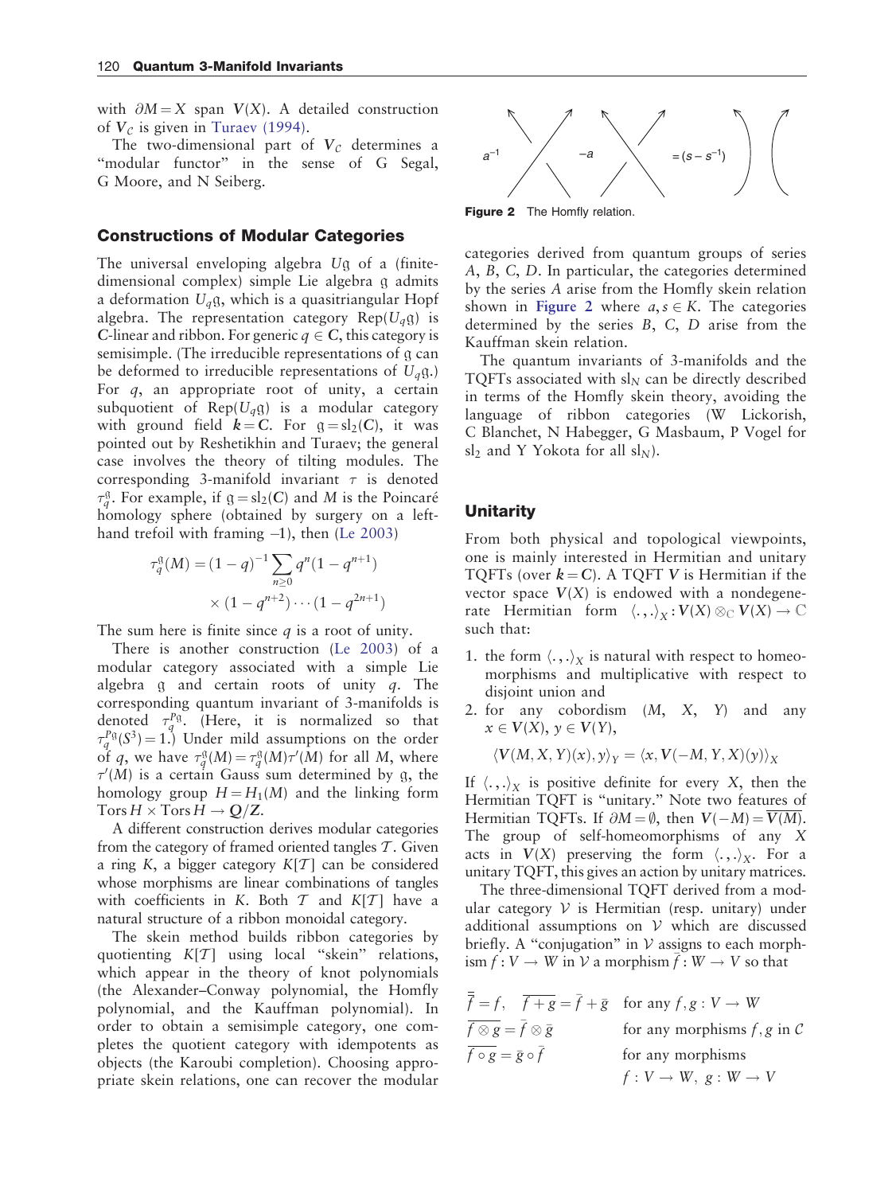with $\partial M = X$ span $V(X)$. A detailed construction of $V_{\mathcal{C}}$ is given in Turaev (1994).

The two-dimensional part of $V_{\mathcal{C}}$ determines a "modular functor" in the sense of G Segal, G Moore, and N Seiberg.

## Constructions of Modular Categories

The universal enveloping algebra $U\mathfrak{g}$ of a (finite-dimensional complex) simple Lie algebra $\mathfrak{g}$ admits a deformation $U_q\mathfrak{g}$, which is a quasitriangular Hopf algebra. The representation category $\mathrm{Rep}(U_q\mathfrak{g})$ is $\mathbf{C}$-linear and ribbon. For generic $q \in \mathbf{C}$, this category is semisimple. (The irreducible representations of $\mathfrak{g}$ can be deformed to irreducible representations of $U_q\mathfrak{g}$.) For $q$, an appropriate root of unity, a certain subquotient of $\mathrm{Rep}(U_q\mathfrak{g})$ is a modular category with ground field $\boldsymbol{k} = \mathbf{C}$. For $\mathfrak{g} = \mathrm{sl}_2(\mathbf{C})$, it was pointed out by Reshetikhin and Turaev; the general case involves the theory of tilting modules. The corresponding 3-manifold invariant $\tau$ is denoted $\tau_q^{\mathfrak{g}}$. For example, if $\mathfrak{g} = \mathrm{sl}_2(\mathbf{C})$ and $M$ is the Poincaré homology sphere (obtained by surgery on a left-hand trefoil with framing –1), then (Le 2003)

$$\tau_q^{\mathfrak{g}}(M) = (1-q)^{-1} \sum_{n \geq 0} q^n (1-q^{n+1}) \times (1-q^{n+2}) \cdots (1-q^{2n+1})$$

The sum here is finite since $q$ is a root of unity.

There is another construction (Le 2003) of a modular category associated with a simple Lie algebra $\mathfrak{g}$ and certain roots of unity $q$. The corresponding quantum invariant of 3-manifolds is denoted $\tau_q^{P\mathfrak{g}}$. (Here, it is normalized so that $\tau_q^{P\mathfrak{g}}(S^3) = 1$.) Under mild assumptions on the order of $q$, we have $\tau_q^{\mathfrak{g}}(M) = \tau_q^{\mathfrak{g}}(M)\tau'(M)$ for all $M$, where $\tau'(M)$ is a certain Gauss sum determined by $\mathfrak{g}$, the homology group $H = H_1(M)$ and the linking form $\mathrm{Tors}\, H \times \mathrm{Tors}\, H \to \mathbf{Q}/\mathbf{Z}$.

A different construction derives modular categories from the category of framed oriented tangles $\mathcal{T}$. Given a ring $K$, a bigger category $K[\mathcal{T}]$ can be considered whose morphisms are linear combinations of tangles with coefficients in $K$. Both $\mathcal{T}$ and $K[\mathcal{T}]$ have a natural structure of a ribbon monoidal category.

The skein method builds ribbon categories by quotienting $K[\mathcal{T}]$ using local "skein" relations, which appear in the theory of knot polynomials (the Alexander–Conway polynomial, the Homfly polynomial, and the Kauffman polynomial). In order to obtain a semisimple category, one completes the quotient category with idempotents as objects (the Karoubi completion). Choosing appropriate skein relations, one can recover the modular categories derived from quantum groups of series $A$, $B$, $C$, $D$. In particular, the categories determined by the series $A$ arise from the Homfly skein relation shown in Figure 2 where $a, s \in K$. The categories determined by the series $B$, $C$, $D$ arise from the Kauffman skein relation.

Figure 2 The Homfly relation.

The quantum invariants of 3-manifolds and the TQFTs associated with $\mathrm{sl}_N$ can be directly described in terms of the Homfly skein theory, avoiding the language of ribbon categories (W Lickorish, C Blanchet, N Habegger, G Masbaum, P Vogel for $\mathrm{sl}_2$ and Y Yokota for all $\mathrm{sl}_N$).

## Unitarity

From both physical and topological viewpoints, one is mainly interested in Hermitian and unitary TQFTs (over $\boldsymbol{k} = \mathbf{C}$). A TQFT $V$ is Hermitian if the vector space $V(X)$ is endowed with a nondegenerate Hermitian form $\langle .,. \rangle_X : V(X) \otimes_{\mathbb{C}} V(X) \to \mathbb{C}$ such that:

1. the form $\langle .,. \rangle_X$ is natural with respect to homeomorphisms and multiplicative with respect to disjoint union and
2. for any cobordism $(M, X, Y)$ and any $x \in V(X)$, $y \in V(Y)$,

$$\langle V(M, X, Y)(x), y \rangle_Y = \langle x, V(-M, Y, X)(y) \rangle_X$$

If $\langle .,. \rangle_X$ is positive definite for every $X$, then the Hermitian TQFT is "unitary." Note two features of Hermitian TQFTs. If $\partial M = \emptyset$, then $V(-M) = \overline{V(M)}$. The group of self-homeomorphisms of any $X$ acts in $V(X)$ preserving the form $\langle .,. \rangle_X$. For a unitary TQFT, this gives an action by unitary matrices.

The three-dimensional TQFT derived from a modular category $\mathcal{V}$ is Hermitian (resp. unitary) under additional assumptions on $\mathcal{V}$ which are discussed briefly. A "conjugation" in $\mathcal{V}$ assigns to each morphism $f : V \to W$ in $\mathcal{V}$ a morphism $\bar{f} : W \to V$ so that

$\bar{\bar{f}} = f$, $\overline{f+g} = \bar{f} + \bar{g}$ for any $f, g : V \to W$

$\overline{f \otimes g} = \bar{f} \otimes \bar{g}$ for any morphisms $f, g$ in $\mathcal{C}$

$\overline{f \circ g} = \bar{g} \circ \bar{f}$ for any morphisms $f : V \to W$, $g : W \to V$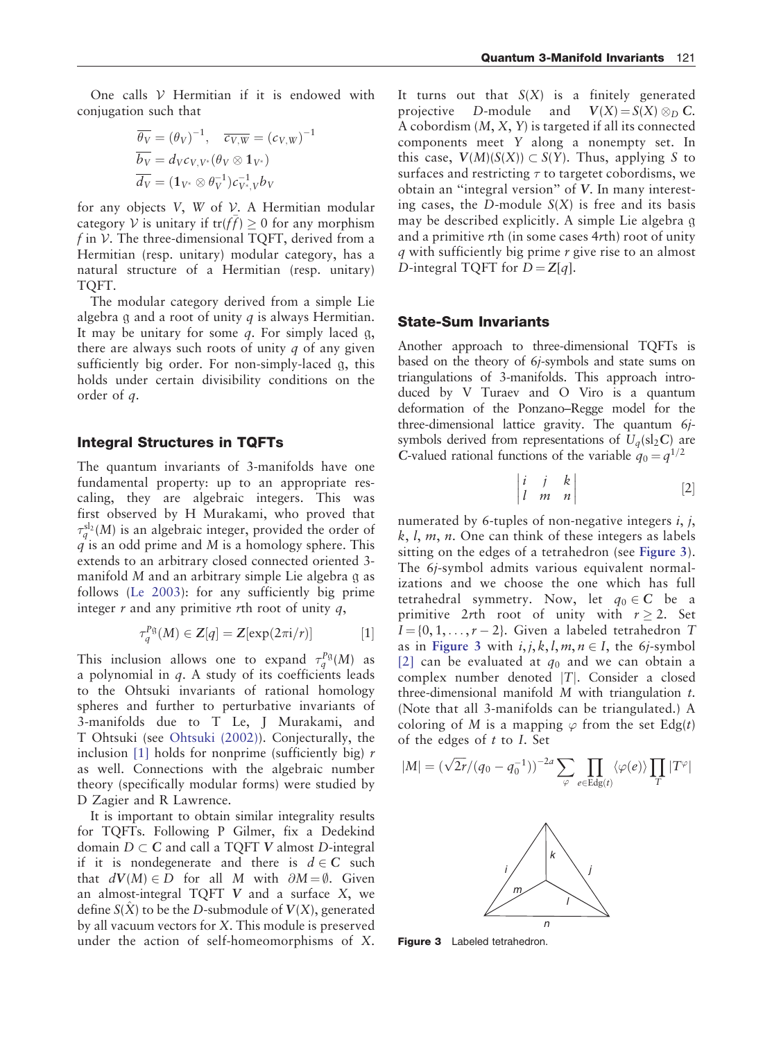One calls $\mathcal{V}$ Hermitian if it is endowed with conjugation such that

$$\overline{\theta_V} = (\theta_V)^{-1}, \quad \overline{c_{V,W}} = (c_{V,W})^{-1}$$
$$\overline{b_V} = d_V c_{V,V^*}(\theta_V \otimes \mathbf{1}_{V^*})$$
$$\overline{d_V} = (\mathbf{1}_{V^*} \otimes \theta_V^{-1}) c_{V^*,V}^{-1} b_V$$

for any objects $V$, $W$ of $\mathcal{V}$. A Hermitian modular category $\mathcal{V}$ is unitary if $\mathrm{tr}(f\bar{f}) \geq 0$ for any morphism $f$ in $\mathcal{V}$. The three-dimensional TQFT, derived from a Hermitian (resp. unitary) modular category, has a natural structure of a Hermitian (resp. unitary) TQFT.

The modular category derived from a simple Lie algebra $\mathfrak{g}$ and a root of unity $q$ is always Hermitian. It may be unitary for some $q$. For simply laced $\mathfrak{g}$, there are always such roots of unity $q$ of any given sufficiently big order. For non-simply-laced $\mathfrak{g}$, this holds under certain divisibility conditions on the order of $q$.

## Integral Structures in TQFTs

The quantum invariants of 3-manifolds have one fundamental property: up to an appropriate rescaling, they are algebraic integers. This was first observed by H Murakami, who proved that $\tau_q^{\mathrm{sl}_2}(M)$ is an algebraic integer, provided the order of $q$ is an odd prime and $M$ is a homology sphere. This extends to an arbitrary closed connected oriented 3-manifold $M$ and an arbitrary simple Lie algebra $\mathfrak{g}$ as follows (Le 2003): for any sufficiently big prime integer $r$ and any primitive $r$th root of unity $q$,

$$\tau_q^{P\mathfrak{g}}(M) \in \mathbf{Z}[q] = \mathbf{Z}[\exp(2\pi i/r)] \qquad [1]$$

This inclusion allows one to expand $\tau_q^{P\mathfrak{g}}(M)$ as a polynomial in $q$. A study of its coefficients leads to the Ohtsuki invariants of rational homology spheres and further to perturbative invariants of 3-manifolds due to T Le, J Murakami, and T Ohtsuki (see Ohtsuki (2002)). Conjecturally, the inclusion [1] holds for nonprime (sufficiently big) $r$ as well. Connections with the algebraic number theory (specifically modular forms) were studied by D Zagier and R Lawrence.

It is important to obtain similar integrality results for TQFTs. Following P Gilmer, fix a Dedekind domain $D \subset \mathbf{C}$ and call a TQFT $\boldsymbol{V}$ almost $D$-integral if it is nondegenerate and there is $d \in \mathbf{C}$ such that $d\boldsymbol{V}(M) \in D$ for all $M$ with $\partial M = \emptyset$. Given an almost-integral TQFT $\boldsymbol{V}$ and a surface $X$, we define $S(\hat{X})$ to be the $D$-submodule of $\boldsymbol{V}(X)$, generated by all vacuum vectors for $X$. This module is preserved under the action of self-homeomorphisms of $X$. It turns out that $S(X)$ is a finitely generated projective $D$-module and $\boldsymbol{V}(X) = S(X) \otimes_D \mathbf{C}$. A cobordism $(M, X, Y)$ is targeted if all its connected components meet $Y$ along a nonempty set. In this case, $\boldsymbol{V}(M)(S(X)) \subset S(Y)$. Thus, applying $S$ to surfaces and restricting $\tau$ to targetet cobordisms, we obtain an "integral version" of $\boldsymbol{V}$. In many interesting cases, the $D$-module $S(X)$ is free and its basis may be described explicitly. A simple Lie algebra $\mathfrak{g}$ and a primitive $r$th (in some cases $4r$th) root of unity $q$ with sufficiently big prime $r$ give rise to an almost $D$-integral TQFT for $D = \mathbf{Z}[q]$.

## State-Sum Invariants

Another approach to three-dimensional TQFTs is based on the theory of 6$j$-symbols and state sums on triangulations of 3-manifolds. This approach introduced by V Turaev and O Viro is a quantum deformation of the Ponzano–Regge model for the three-dimensional lattice gravity. The quantum 6$j$-symbols derived from representations of $U_q(\mathrm{sl}_2\mathbf{C})$ are $\mathbf{C}$-valued rational functions of the variable $q_0 = q^{1/2}$

$$\begin{vmatrix} i & j & k \\ l & m & n \end{vmatrix} \qquad [2]$$

numerated by 6-tuples of non-negative integers $i$, $j$, $k$, $l$, $m$, $n$. One can think of these integers as labels sitting on the edges of a tetrahedron (see Figure 3). The 6$j$-symbol admits various equivalent normalizations and we choose the one which has full tetrahedral symmetry. Now, let $q_0 \in \mathbf{C}$ be a primitive 2$r$th root of unity with $r \geq 2$. Set $I = \{0, 1, \ldots, r-2\}$. Given a labeled tetrahedron $T$ as in Figure 3 with $i, j, k, l, m, n \in I$, the 6$j$-symbol [2] can be evaluated at $q_0$ and we can obtain a complex number denoted $|T|$. Consider a closed three-dimensional manifold $M$ with triangulation $t$. (Note that all 3-manifolds can be triangulated.) A coloring of $M$ is a mapping $\varphi$ from the set $\mathrm{Edg}(t)$ of the edges of $t$ to $I$. Set

$$|M| = (\sqrt{2r}/(q_0 - q_0^{-1}))^{-2a} \sum_{\varphi} \prod_{e \in \mathrm{Edg}(t)} \langle \varphi(e) \rangle \prod_T |T^{\varphi}|$$

Figure 3 Labeled tetrahedron.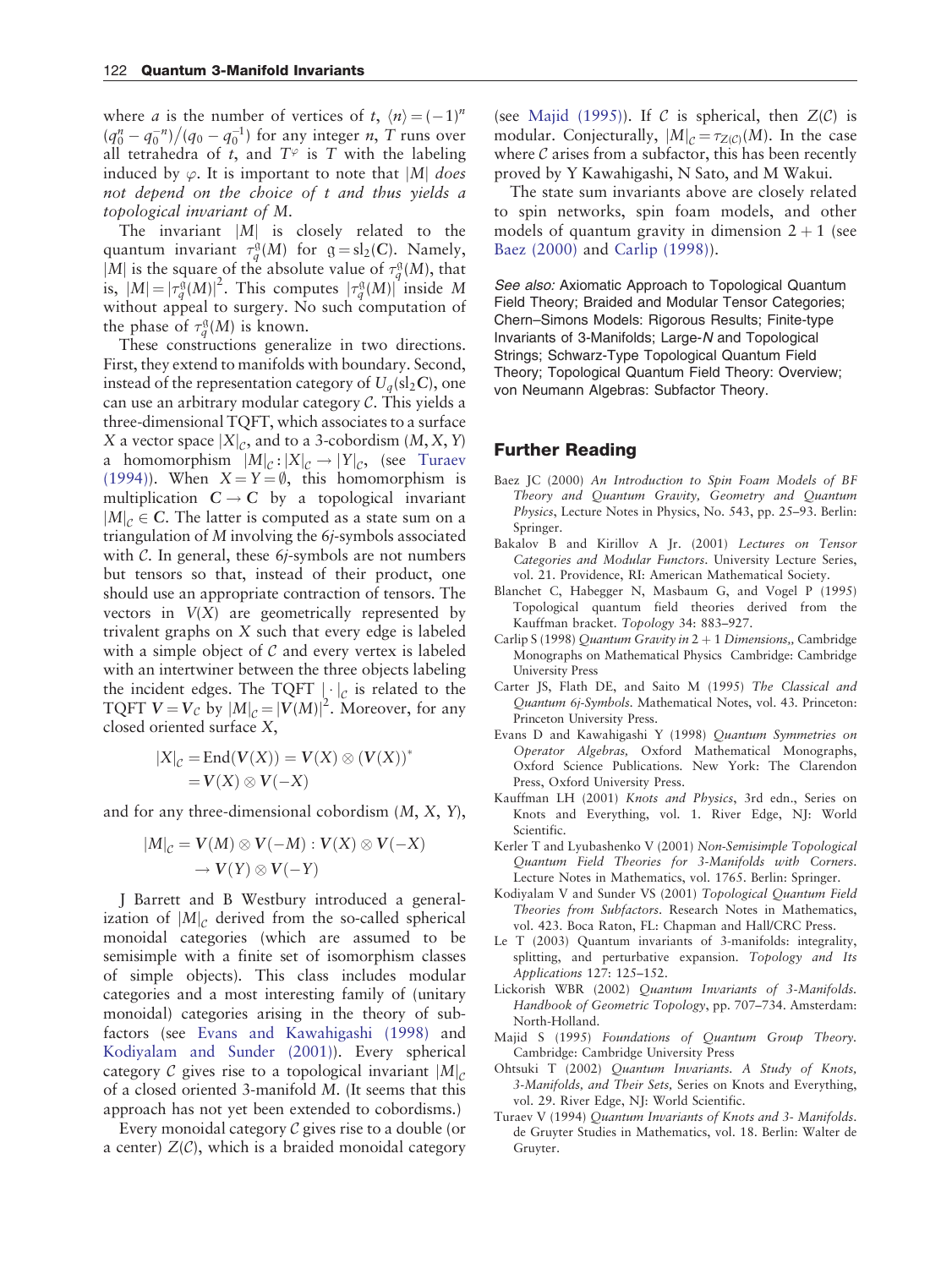where $a$ is the number of vertices of $t$, $\langle n \rangle = (-1)^n (q_0^n - q_0^{-n})/(q_0 - q_0^{-1})$ for any integer $n$, $T$ runs over all tetrahedra of $t$, and $T^{\varphi}$ is $T$ with the labeling induced by $\varphi$. It is important to note that $|M|$ *does not depend on the choice of t and thus yields a topological invariant of M*.

The invariant $|M|$ is closely related to the quantum invariant $\tau_q^{\mathfrak{g}}(M)$ for $\mathfrak{g} = \mathrm{sl}_2(\mathbf{C})$. Namely, $|M|$ is the square of the absolute value of $\tau_q^{\mathfrak{g}}(M)$, that is, $|M| = |\tau_q^{\mathfrak{g}}(M)|^2$. This computes $|\tau_q^{\mathfrak{g}}(M)|$ inside $M$ without appeal to surgery. No such computation of the phase of $\tau_q^{\mathfrak{g}}(M)$ is known.

These constructions generalize in two directions. First, they extend to manifolds with boundary. Second, instead of the representation category of $U_q(\mathrm{sl}_2\mathbf{C})$, one can use an arbitrary modular category $\mathcal{C}$. This yields a three-dimensional TQFT, which associates to a surface $X$ a vector space $|X|_{\mathcal{C}}$, and to a 3-cobordism $(M, X, Y)$ a homomorphism $|M|_{\mathcal{C}} : |X|_{\mathcal{C}} \to |Y|_{\mathcal{C}}$, (see Turaev (1994)). When $X = Y = \emptyset$, this homomorphism is multiplication $\mathbf{C} \to \mathbf{C}$ by a topological invariant $|M|_{\mathcal{C}} \in \mathbf{C}$. The latter is computed as a state sum on a triangulation of $M$ involving the 6*j*-symbols associated with $\mathcal{C}$. In general, these 6*j*-symbols are not numbers but tensors so that, instead of their product, one should use an appropriate contraction of tensors. The vectors in $V(X)$ are geometrically represented by trivalent graphs on $X$ such that every edge is labeled with a simple object of $\mathcal{C}$ and every vertex is labeled with an intertwiner between the three objects labeling the incident edges. The TQFT $|\cdot|_{\mathcal{C}}$ is related to the TQFT $\boldsymbol{V} = \boldsymbol{V}_{\mathcal{C}}$ by $|M|_{\mathcal{C}} = |\boldsymbol{V}(M)|^2$. Moreover, for any closed oriented surface $X$,

$$|X|_{\mathcal{C}} = \mathrm{End}(\boldsymbol{V}(X)) = \boldsymbol{V}(X) \otimes (\boldsymbol{V}(X))^* = \boldsymbol{V}(X) \otimes \boldsymbol{V}(-X)$$

and for any three-dimensional cobordism $(M, X, Y)$,

$$|M|_{\mathcal{C}} = \boldsymbol{V}(M) \otimes \boldsymbol{V}(-M) : \boldsymbol{V}(X) \otimes \boldsymbol{V}(-X) \to \boldsymbol{V}(Y) \otimes \boldsymbol{V}(-Y)$$

J Barrett and B Westbury introduced a generalization of $|M|_{\mathcal{C}}$ derived from the so-called spherical monoidal categories (which are assumed to be semisimple with a finite set of isomorphism classes of simple objects). This class includes modular categories and a most interesting family of (unitary monoidal) categories arising in the theory of subfactors (see Evans and Kawahigashi (1998) and Kodiyalam and Sunder (2001)). Every spherical category $\mathcal{C}$ gives rise to a topological invariant $|M|_{\mathcal{C}}$ of a closed oriented 3-manifold $M$. (It seems that this approach has not yet been extended to cobordisms.)

Every monoidal category $\mathcal{C}$ gives rise to a double (or a center) $Z(\mathcal{C})$, which is a braided monoidal category (see Majid (1995)). If $\mathcal{C}$ is spherical, then $Z(\mathcal{C})$ is modular. Conjecturally, $|M|_{\mathcal{C}} = \tau_{Z(\mathcal{C})}(M)$. In the case where $\mathcal{C}$ arises from a subfactor, this has been recently proved by Y Kawahigashi, N Sato, and M Wakui.

The state sum invariants above are closely related to spin networks, spin foam models, and other models of quantum gravity in dimension $2+1$ (see Baez (2000) and Carlip (1998)).

*See also:* Axiomatic Approach to Topological Quantum Field Theory; Braided and Modular Tensor Categories; Chern–Simons Models: Rigorous Results; Finite-type Invariants of 3-Manifolds; Large-*N* and Topological Strings; Schwarz-Type Topological Quantum Field Theory; Topological Quantum Field Theory: Overview; von Neumann Algebras: Subfactor Theory.

## Further Reading

Baez JC (2000) *An Introduction to Spin Foam Models of BF Theory and Quantum Gravity, Geometry and Quantum Physics*, Lecture Notes in Physics, No. 543, pp. 25–93. Berlin: Springer.

Bakalov B and Kirillov A Jr. (2001) *Lectures on Tensor Categories and Modular Functors*. University Lecture Series, vol. 21. Providence, RI: American Mathematical Society.

Blanchet C, Habegger N, Masbaum G, and Vogel P (1995) Topological quantum field theories derived from the Kauffman bracket. *Topology* 34: 883–927.

Carlip S (1998) *Quantum Gravity in* $2+1$ *Dimensions,*, Cambridge Monographs on Mathematical Physics Cambridge: Cambridge University Press

Carter JS, Flath DE, and Saito M (1995) *The Classical and Quantum 6j-Symbols*. Mathematical Notes, vol. 43. Princeton: Princeton University Press.

Evans D and Kawahigashi Y (1998) *Quantum Symmetries on Operator Algebras*, Oxford Mathematical Monographs, Oxford Science Publications. New York: The Clarendon Press, Oxford University Press.

Kauffman LH (2001) *Knots and Physics*, 3rd edn., Series on Knots and Everything, vol. 1. River Edge, NJ: World Scientific.

Kerler T and Lyubashenko V (2001) *Non-Semisimple Topological Quantum Field Theories for 3-Manifolds with Corners*. Lecture Notes in Mathematics, vol. 1765. Berlin: Springer.

Kodiyalam V and Sunder VS (2001) *Topological Quantum Field Theories from Subfactors*. Research Notes in Mathematics, vol. 423. Boca Raton, FL: Chapman and Hall/CRC Press.

Le T (2003) Quantum invariants of 3-manifolds: integrality, splitting, and perturbative expansion. *Topology and Its Applications* 127: 125–152.

Lickorish WBR (2002) *Quantum Invariants of 3-Manifolds. Handbook of Geometric Topology*, pp. 707–734. Amsterdam: North-Holland.

Majid S (1995) *Foundations of Quantum Group Theory*. Cambridge: Cambridge University Press

Ohtsuki T (2002) *Quantum Invariants. A Study of Knots, 3-Manifolds, and Their Sets,* Series on Knots and Everything, vol. 29. River Edge, NJ: World Scientific.

Turaev V (1994) *Quantum Invariants of Knots and 3- Manifolds*. de Gruyter Studies in Mathematics, vol. 18. Berlin: Walter de Gruyter.